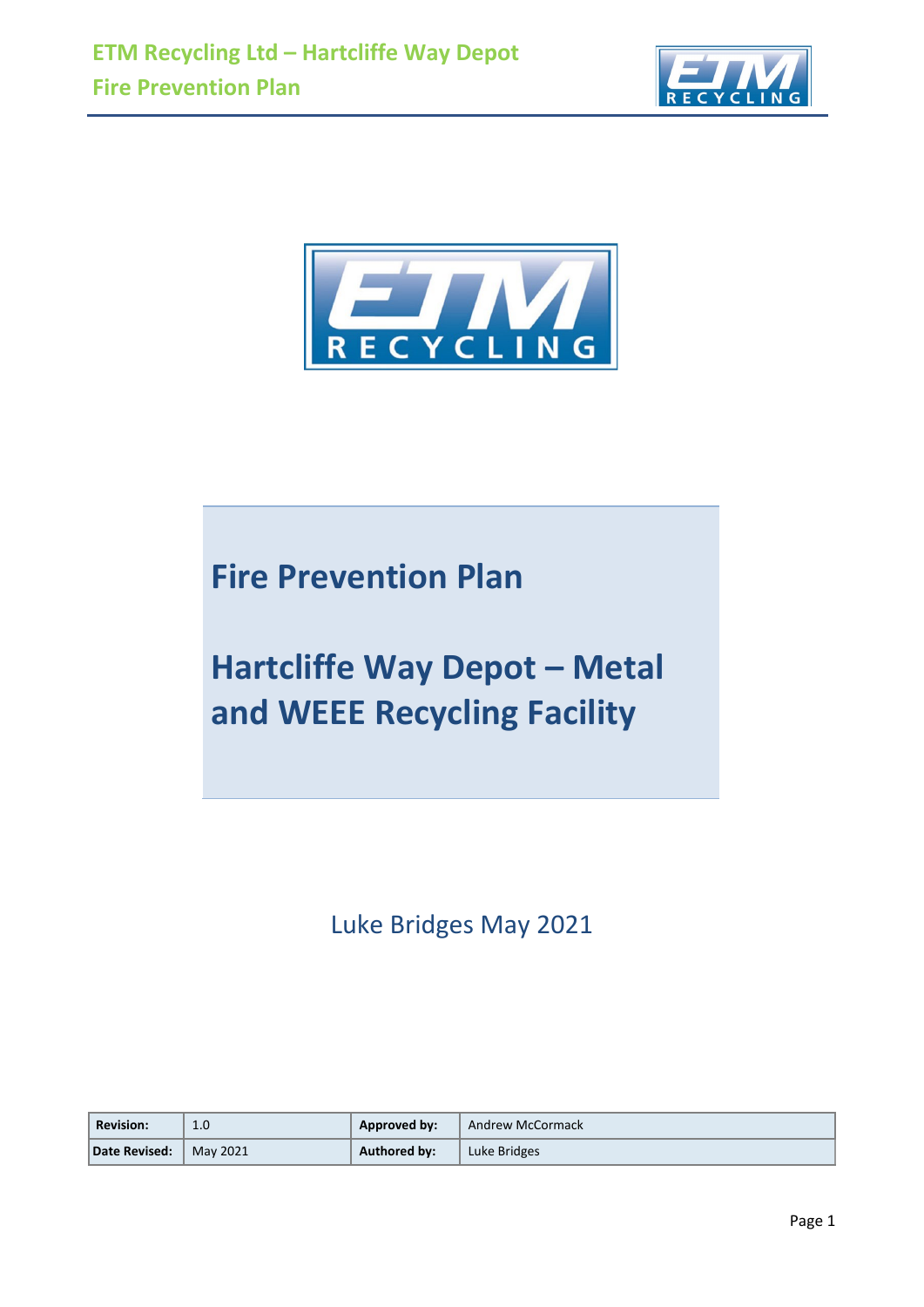# Fire Prevention Plan

# Hartcliffe Way Depot – Metal and WEEE Recycling Facility

Luke Bridges May 2021

| Revision: | 1.0 | Approved by: | Andrew McCormack |
|---|---|---|---|
| Date Revised: | May 2021 | Authored by: | Luke Bridges |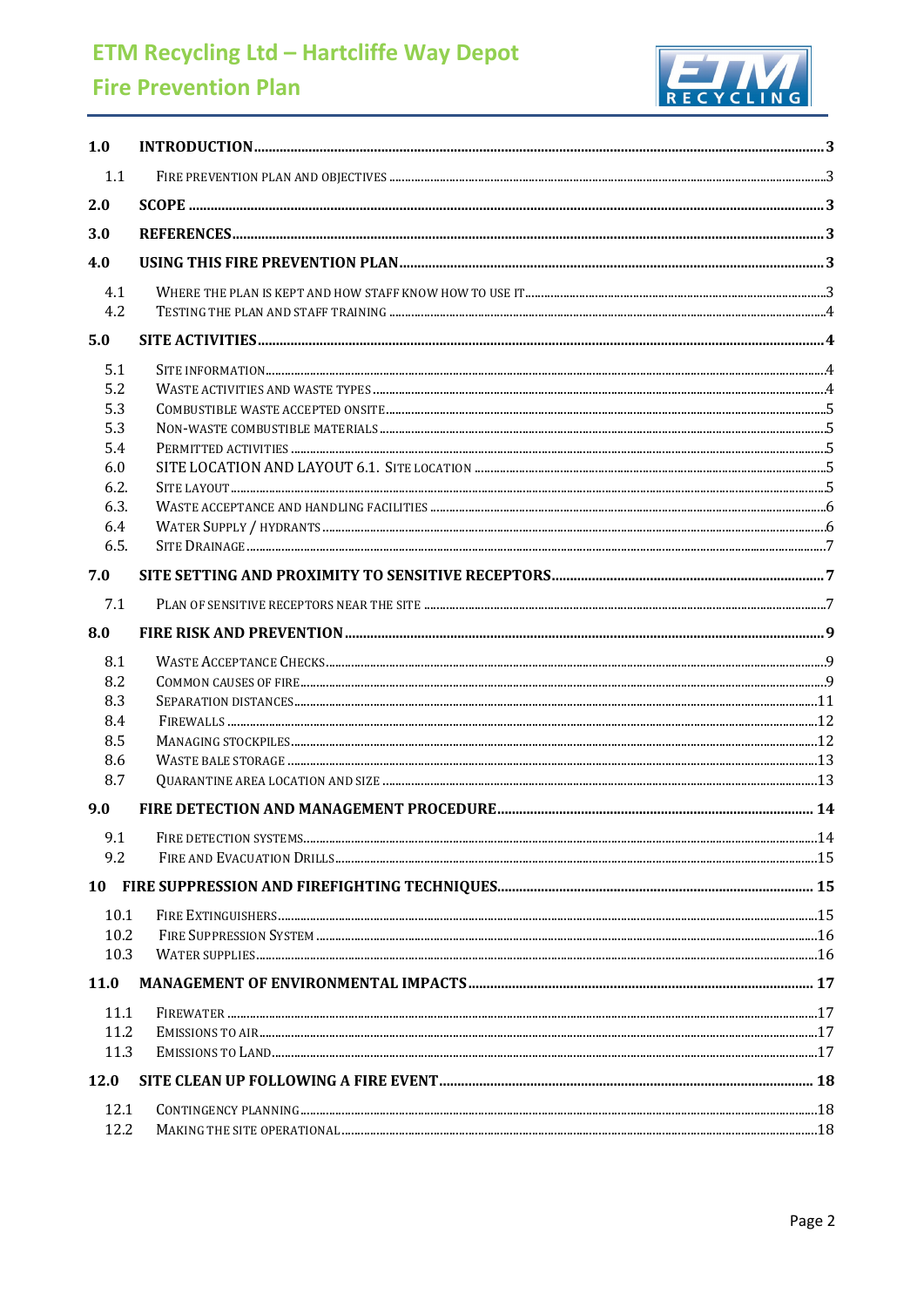| | | |
|---|---|---|
| **1.0** | **INTRODUCTION** | **3** |
| 1.1 | FIRE PREVENTION PLAN AND OBJECTIVES | 3 |
| **2.0** | **SCOPE** | **3** |
| **3.0** | **REFERENCES** | **3** |
| **4.0** | **USING THIS FIRE PREVENTION PLAN** | **3** |
| 4.1 | WHERE THE PLAN IS KEPT AND HOW STAFF KNOW HOW TO USE IT | 3 |
| 4.2 | TESTING THE PLAN AND STAFF TRAINING | 4 |
| **5.0** | **SITE ACTIVITIES** | **4** |
| 5.1 | SITE INFORMATION | 4 |
| 5.2 | WASTE ACTIVITIES AND WASTE TYPES | 4 |
| 5.3 | COMBUSTIBLE WASTE ACCEPTED ONSITE | 5 |
| 5.3 | NON-WASTE COMBUSTIBLE MATERIALS | 5 |
| 5.4 | PERMITTED ACTIVITIES | 5 |
| 6.0 | SITE LOCATION AND LAYOUT 6.1. SITE LOCATION | 5 |
| 6.2. | SITE LAYOUT | 5 |
| 6.3. | WASTE ACCEPTANCE AND HANDLING FACILITIES | 6 |
| 6.4 | WATER SUPPLY / HYDRANTS | 6 |
| 6.5. | SITE DRAINAGE | 7 |
| **7.0** | **SITE SETTING AND PROXIMITY TO SENSITIVE RECEPTORS** | **7** |
| 7.1 | PLAN OF SENSITIVE RECEPTORS NEAR THE SITE | 7 |
| **8.0** | **FIRE RISK AND PREVENTION** | **9** |
| 8.1 | WASTE ACCEPTANCE CHECKS | 9 |
| 8.2 | COMMON CAUSES OF FIRE | 9 |
| 8.3 | SEPARATION DISTANCES | 11 |
| 8.4 | FIREWALLS | 12 |
| 8.5 | MANAGING STOCKPILES | 12 |
| 8.6 | WASTE BALE STORAGE | 13 |
| 8.7 | QUARANTINE AREA LOCATION AND SIZE | 13 |
| **9.0** | **FIRE DETECTION AND MANAGEMENT PROCEDURE** | **14** |
| 9.1 | FIRE DETECTION SYSTEMS | 14 |
| 9.2 | FIRE AND EVACUATION DRILLS | 15 |
| **10** | **FIRE SUPPRESSION AND FIREFIGHTING TECHNIQUES** | **15** |
| 10.1 | FIRE EXTINGUISHERS | 15 |
| 10.2 | FIRE SUPPRESSION SYSTEM | 16 |
| 10.3 | WATER SUPPLIES | 16 |
| **11.0** | **MANAGEMENT OF ENVIRONMENTAL IMPACTS** | **17** |
| 11.1 | FIREWATER | 17 |
| 11.2 | EMISSIONS TO AIR | 17 |
| 11.3 | EMISSIONS TO LAND | 17 |
| **12.0** | **SITE CLEAN UP FOLLOWING A FIRE EVENT** | **18** |
| 12.1 | CONTINGENCY PLANNING | 18 |
| 12.2 | MAKING THE SITE OPERATIONAL | 18 |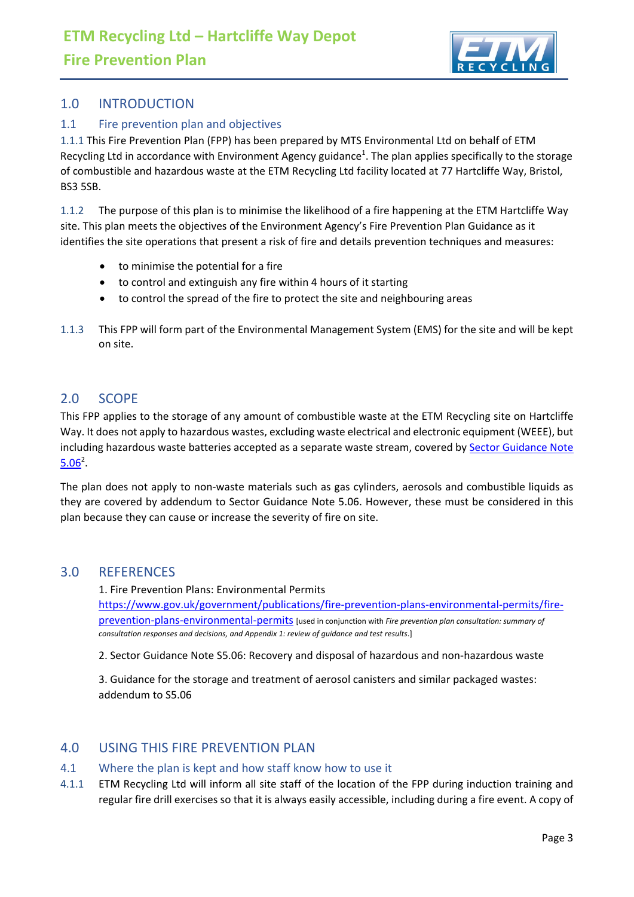## 1.0 INTRODUCTION

### 1.1 Fire prevention plan and objectives

1.1.1 This Fire Prevention Plan (FPP) has been prepared by MTS Environmental Ltd on behalf of ETM Recycling Ltd in accordance with Environment Agency guidance[1]. The plan applies specifically to the storage of combustible and hazardous waste at the ETM Recycling Ltd facility located at 77 Hartcliffe Way, Bristol, BS3 5SB.

1.1.2 The purpose of this plan is to minimise the likelihood of a fire happening at the ETM Hartcliffe Way site. This plan meets the objectives of the Environment Agency's Fire Prevention Plan Guidance as it identifies the site operations that present a risk of fire and details prevention techniques and measures:

- to minimise the potential for a fire
- to control and extinguish any fire within 4 hours of it starting
- to control the spread of the fire to protect the site and neighbouring areas

1.1.3 This FPP will form part of the Environmental Management System (EMS) for the site and will be kept on site.

## 2.0 SCOPE

This FPP applies to the storage of any amount of combustible waste at the ETM Recycling site on Hartcliffe Way. It does not apply to hazardous wastes, excluding waste electrical and electronic equipment (WEEE), but including hazardous waste batteries accepted as a separate waste stream, covered by Sector Guidance Note 5.06[2].

The plan does not apply to non-waste materials such as gas cylinders, aerosols and combustible liquids as they are covered by addendum to Sector Guidance Note 5.06. However, these must be considered in this plan because they can cause or increase the severity of fire on site.

## 3.0 REFERENCES

1. Fire Prevention Plans: Environmental Permits
https://www.gov.uk/government/publications/fire-prevention-plans-environmental-permits/fire-prevention-plans-environmental-permits [used in conjunction with *Fire prevention plan consultation: summary of consultation responses and decisions, and Appendix 1: review of guidance and test results*.]

2. Sector Guidance Note S5.06: Recovery and disposal of hazardous and non-hazardous waste

3. Guidance for the storage and treatment of aerosol canisters and similar packaged wastes: addendum to S5.06

## 4.0 USING THIS FIRE PREVENTION PLAN

### 4.1 Where the plan is kept and how staff know how to use it

4.1.1 ETM Recycling Ltd will inform all site staff of the location of the FPP during induction training and regular fire drill exercises so that it is always easily accessible, including during a fire event. A copy of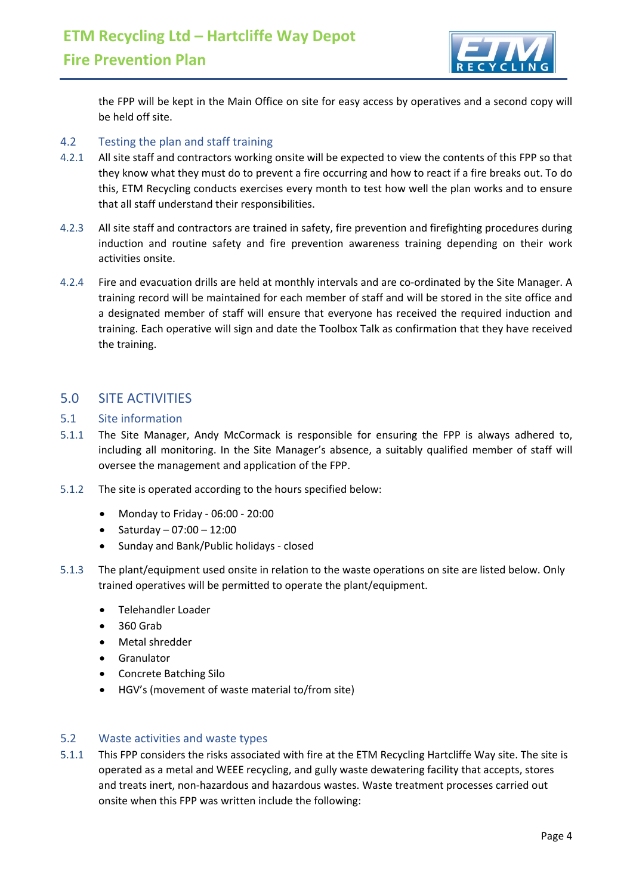the FPP will be kept in the Main Office on site for easy access by operatives and a second copy will be held off site.

### 4.2 Testing the plan and staff training

4.2.1 All site staff and contractors working onsite will be expected to view the contents of this FPP so that they know what they must do to prevent a fire occurring and how to react if a fire breaks out. To do this, ETM Recycling conducts exercises every month to test how well the plan works and to ensure that all staff understand their responsibilities.

4.2.3 All site staff and contractors are trained in safety, fire prevention and firefighting procedures during induction and routine safety and fire prevention awareness training depending on their work activities onsite.

4.2.4 Fire and evacuation drills are held at monthly intervals and are co-ordinated by the Site Manager. A training record will be maintained for each member of staff and will be stored in the site office and a designated member of staff will ensure that everyone has received the required induction and training. Each operative will sign and date the Toolbox Talk as confirmation that they have received the training.

## 5.0 SITE ACTIVITIES

### 5.1 Site information

5.1.1 The Site Manager, Andy McCormack is responsible for ensuring the FPP is always adhered to, including all monitoring. In the Site Manager's absence, a suitably qualified member of staff will oversee the management and application of the FPP.

5.1.2 The site is operated according to the hours specified below:

- Monday to Friday - 06:00 - 20:00
- Saturday – 07:00 – 12:00
- Sunday and Bank/Public holidays - closed

5.1.3 The plant/equipment used onsite in relation to the waste operations on site are listed below. Only trained operatives will be permitted to operate the plant/equipment.

- Telehandler Loader
- 360 Grab
- Metal shredder
- Granulator
- Concrete Batching Silo
- HGV's (movement of waste material to/from site)

### 5.2 Waste activities and waste types

5.1.1 This FPP considers the risks associated with fire at the ETM Recycling Hartcliffe Way site. The site is operated as a metal and WEEE recycling, and gully waste dewatering facility that accepts, stores and treats inert, non-hazardous and hazardous wastes. Waste treatment processes carried out onsite when this FPP was written include the following: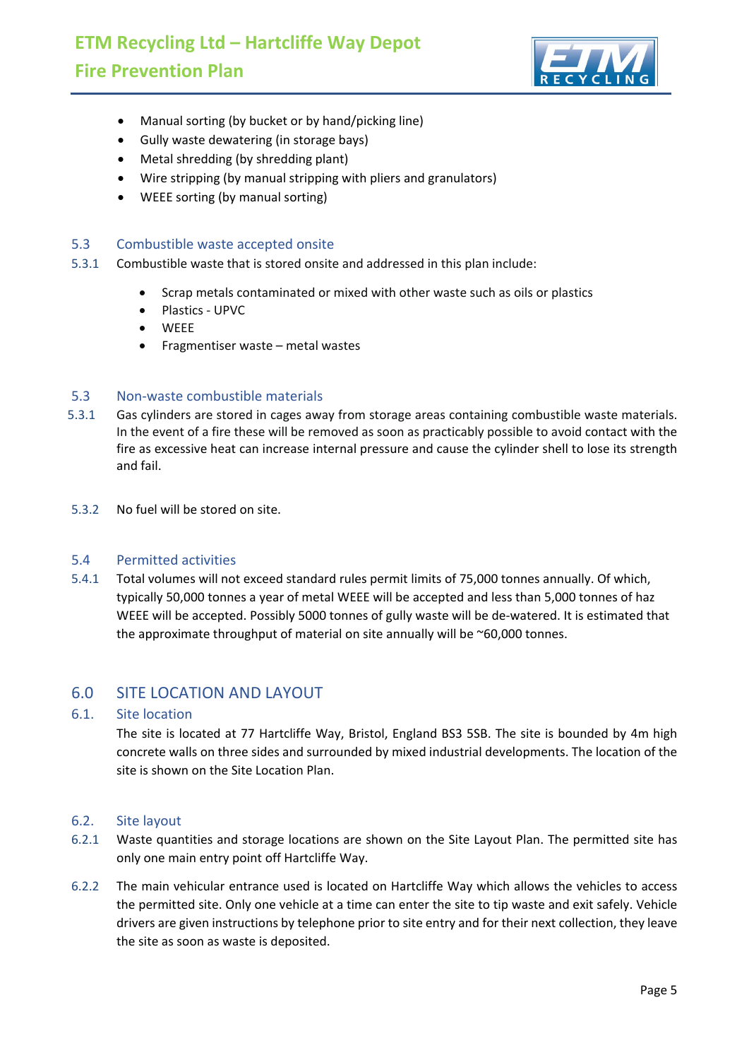- Manual sorting (by bucket or by hand/picking line)
- Gully waste dewatering (in storage bays)
- Metal shredding (by shredding plant)
- Wire stripping (by manual stripping with pliers and granulators)
- WEEE sorting (by manual sorting)

### 5.3 Combustible waste accepted onsite

5.3.1 Combustible waste that is stored onsite and addressed in this plan include:

- Scrap metals contaminated or mixed with other waste such as oils or plastics
- Plastics - UPVC
- WEEE
- Fragmentiser waste – metal wastes

### 5.3 Non-waste combustible materials

5.3.1 Gas cylinders are stored in cages away from storage areas containing combustible waste materials. In the event of a fire these will be removed as soon as practicably possible to avoid contact with the fire as excessive heat can increase internal pressure and cause the cylinder shell to lose its strength and fail.

5.3.2 No fuel will be stored on site.

### 5.4 Permitted activities

5.4.1 Total volumes will not exceed standard rules permit limits of 75,000 tonnes annually. Of which, typically 50,000 tonnes a year of metal WEEE will be accepted and less than 5,000 tonnes of haz WEEE will be accepted. Possibly 5000 tonnes of gully waste will be de-watered. It is estimated that the approximate throughput of material on site annually will be ~60,000 tonnes.

## 6.0 SITE LOCATION AND LAYOUT

### 6.1. Site location

The site is located at 77 Hartcliffe Way, Bristol, England BS3 5SB. The site is bounded by 4m high concrete walls on three sides and surrounded by mixed industrial developments. The location of the site is shown on the Site Location Plan.

### 6.2. Site layout

6.2.1 Waste quantities and storage locations are shown on the Site Layout Plan. The permitted site has only one main entry point off Hartcliffe Way.

6.2.2 The main vehicular entrance used is located on Hartcliffe Way which allows the vehicles to access the permitted site. Only one vehicle at a time can enter the site to tip waste and exit safely. Vehicle drivers are given instructions by telephone prior to site entry and for their next collection, they leave the site as soon as waste is deposited.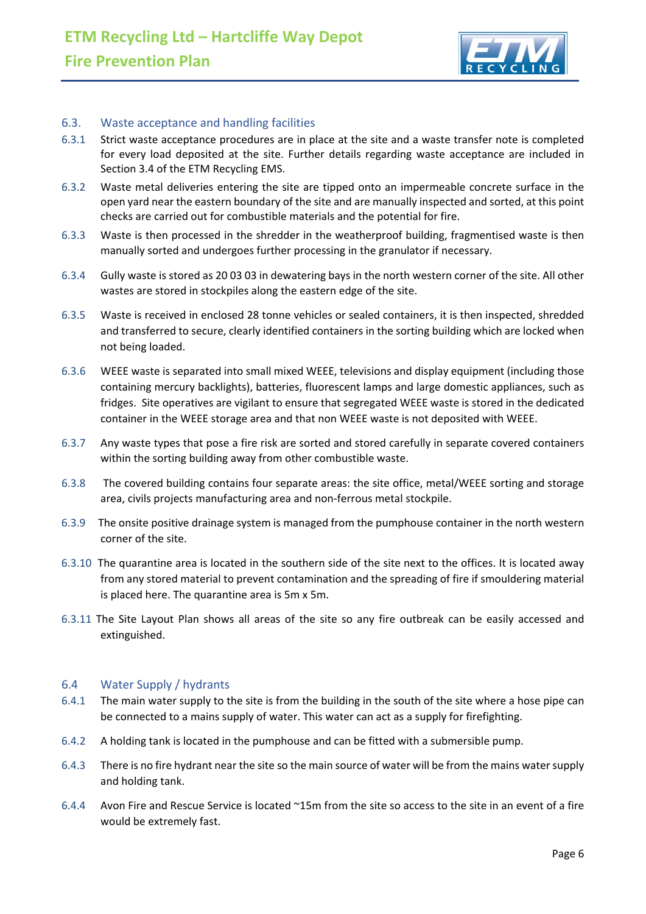## 6.3. Waste acceptance and handling facilities

6.3.1 Strict waste acceptance procedures are in place at the site and a waste transfer note is completed for every load deposited at the site. Further details regarding waste acceptance are included in Section 3.4 of the ETM Recycling EMS.

6.3.2 Waste metal deliveries entering the site are tipped onto an impermeable concrete surface in the open yard near the eastern boundary of the site and are manually inspected and sorted, at this point checks are carried out for combustible materials and the potential for fire.

6.3.3 Waste is then processed in the shredder in the weatherproof building, fragmentised waste is then manually sorted and undergoes further processing in the granulator if necessary.

6.3.4 Gully waste is stored as 20 03 03 in dewatering bays in the north western corner of the site. All other wastes are stored in stockpiles along the eastern edge of the site.

6.3.5 Waste is received in enclosed 28 tonne vehicles or sealed containers, it is then inspected, shredded and transferred to secure, clearly identified containers in the sorting building which are locked when not being loaded.

6.3.6 WEEE waste is separated into small mixed WEEE, televisions and display equipment (including those containing mercury backlights), batteries, fluorescent lamps and large domestic appliances, such as fridges. Site operatives are vigilant to ensure that segregated WEEE waste is stored in the dedicated container in the WEEE storage area and that non WEEE waste is not deposited with WEEE.

6.3.7 Any waste types that pose a fire risk are sorted and stored carefully in separate covered containers within the sorting building away from other combustible waste.

6.3.8 The covered building contains four separate areas: the site office, metal/WEEE sorting and storage area, civils projects manufacturing area and non-ferrous metal stockpile.

6.3.9 The onsite positive drainage system is managed from the pumphouse container in the north western corner of the site.

6.3.10 The quarantine area is located in the southern side of the site next to the offices. It is located away from any stored material to prevent contamination and the spreading of fire if smouldering material is placed here. The quarantine area is 5m x 5m.

6.3.11 The Site Layout Plan shows all areas of the site so any fire outbreak can be easily accessed and extinguished.

## 6.4 Water Supply / hydrants

6.4.1 The main water supply to the site is from the building in the south of the site where a hose pipe can be connected to a mains supply of water. This water can act as a supply for firefighting.

6.4.2 A holding tank is located in the pumphouse and can be fitted with a submersible pump.

6.4.3 There is no fire hydrant near the site so the main source of water will be from the mains water supply and holding tank.

6.4.4 Avon Fire and Rescue Service is located ~15m from the site so access to the site in an event of a fire would be extremely fast.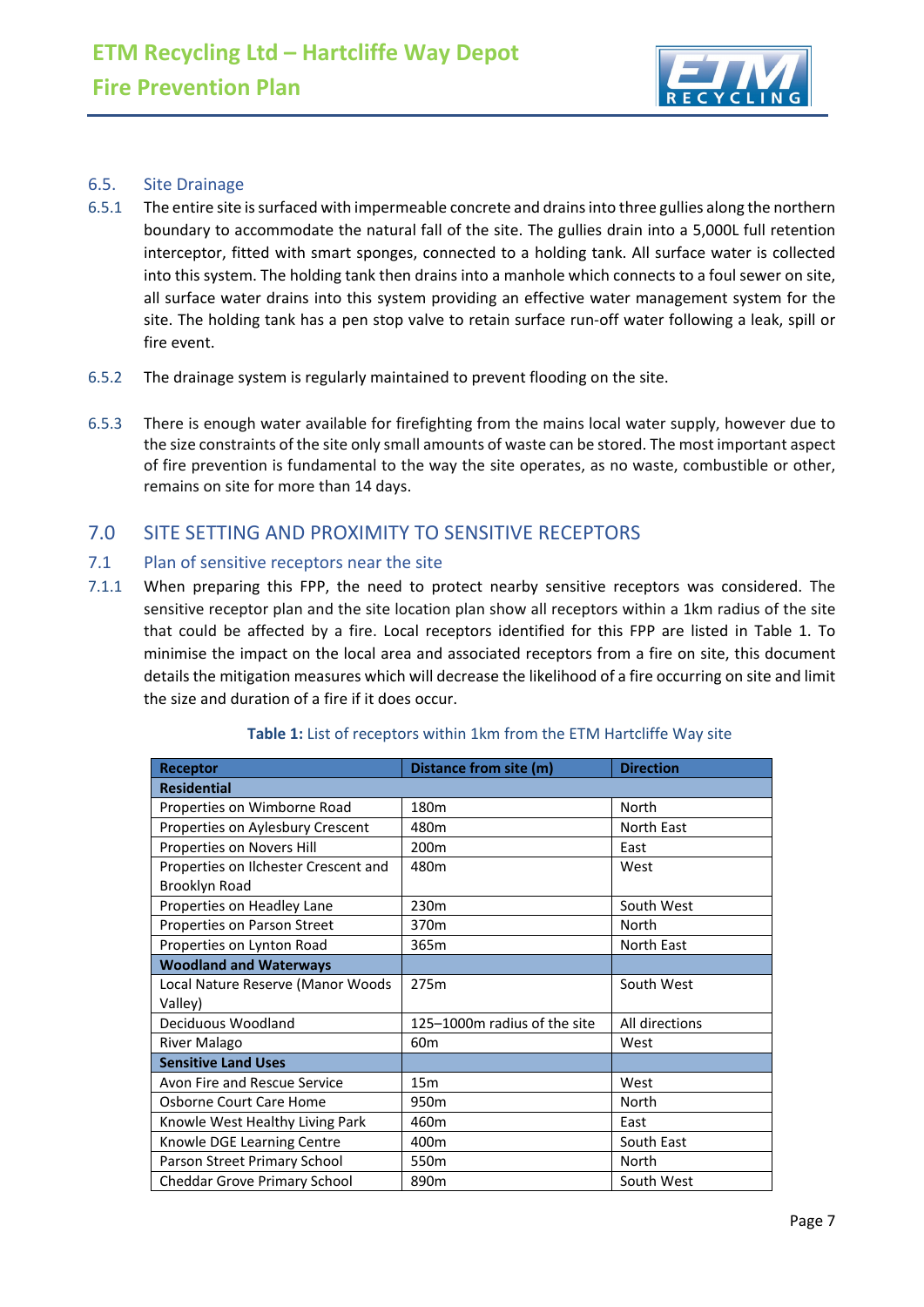### 6.5. Site Drainage

6.5.1 The entire site is surfaced with impermeable concrete and drains into three gullies along the northern boundary to accommodate the natural fall of the site. The gullies drain into a 5,000L full retention interceptor, fitted with smart sponges, connected to a holding tank. All surface water is collected into this system. The holding tank then drains into a manhole which connects to a foul sewer on site, all surface water drains into this system providing an effective water management system for the site. The holding tank has a pen stop valve to retain surface run-off water following a leak, spill or fire event.

6.5.2 The drainage system is regularly maintained to prevent flooding on the site.

6.5.3 There is enough water available for firefighting from the mains local water supply, however due to the size constraints of the site only small amounts of waste can be stored. The most important aspect of fire prevention is fundamental to the way the site operates, as no waste, combustible or other, remains on site for more than 14 days.

## 7.0 SITE SETTING AND PROXIMITY TO SENSITIVE RECEPTORS

### 7.1 Plan of sensitive receptors near the site

7.1.1 When preparing this FPP, the need to protect nearby sensitive receptors was considered. The sensitive receptor plan and the site location plan show all receptors within a 1km radius of the site that could be affected by a fire. Local receptors identified for this FPP are listed in Table 1. To minimise the impact on the local area and associated receptors from a fire on site, this document details the mitigation measures which will decrease the likelihood of a fire occurring on site and limit the size and duration of a fire if it does occur.

**Table 1:** List of receptors within 1km from the ETM Hartcliffe Way site

| Receptor | Distance from site (m) | Direction |
|---|---|---|
| **Residential** | | |
| Properties on Wimborne Road | 180m | North |
| Properties on Aylesbury Crescent | 480m | North East |
| Properties on Novers Hill | 200m | East |
| Properties on Ilchester Crescent and Brooklyn Road | 480m | West |
| Properties on Headley Lane | 230m | South West |
| Properties on Parson Street | 370m | North |
| Properties on Lynton Road | 365m | North East |
| **Woodland and Waterways** | | |
| Local Nature Reserve (Manor Woods Valley) | 275m | South West |
| Deciduous Woodland | 125–1000m radius of the site | All directions |
| River Malago | 60m | West |
| **Sensitive Land Uses** | | |
| Avon Fire and Rescue Service | 15m | West |
| Osborne Court Care Home | 950m | North |
| Knowle West Healthy Living Park | 460m | East |
| Knowle DGE Learning Centre | 400m | South East |
| Parson Street Primary School | 550m | North |
| Cheddar Grove Primary School | 890m | South West |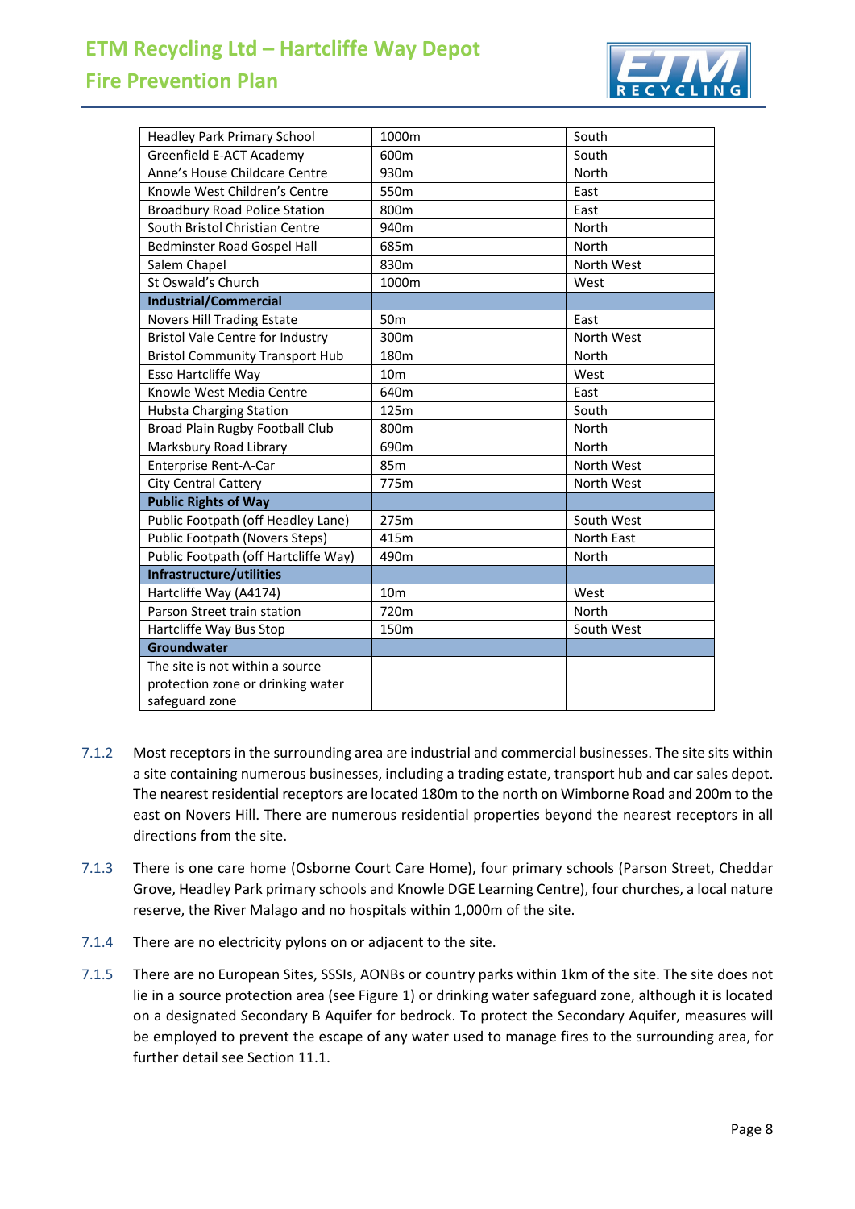| | | |
|---|---|---|
| Headley Park Primary School | 1000m | South |
| Greenfield E-ACT Academy | 600m | South |
| Anne's House Childcare Centre | 930m | North |
| Knowle West Children's Centre | 550m | East |
| Broadbury Road Police Station | 800m | East |
| South Bristol Christian Centre | 940m | North |
| Bedminster Road Gospel Hall | 685m | North |
| Salem Chapel | 830m | North West |
| St Oswald's Church | 1000m | West |
| **Industrial/Commercial** | | |
| Novers Hill Trading Estate | 50m | East |
| Bristol Vale Centre for Industry | 300m | North West |
| Bristol Community Transport Hub | 180m | North |
| Esso Hartcliffe Way | 10m | West |
| Knowle West Media Centre | 640m | East |
| Hubsta Charging Station | 125m | South |
| Broad Plain Rugby Football Club | 800m | North |
| Marksbury Road Library | 690m | North |
| Enterprise Rent-A-Car | 85m | North West |
| City Central Cattery | 775m | North West |
| **Public Rights of Way** | | |
| Public Footpath (off Headley Lane) | 275m | South West |
| Public Footpath (Novers Steps) | 415m | North East |
| Public Footpath (off Hartcliffe Way) | 490m | North |
| **Infrastructure/utilities** | | |
| Hartcliffe Way (A4174) | 10m | West |
| Parson Street train station | 720m | North |
| Hartcliffe Way Bus Stop | 150m | South West |
| **Groundwater** | | |
| The site is not within a source protection zone or drinking water safeguard zone | | |

7.1.2 Most receptors in the surrounding area are industrial and commercial businesses. The site sits within a site containing numerous businesses, including a trading estate, transport hub and car sales depot. The nearest residential receptors are located 180m to the north on Wimborne Road and 200m to the east on Novers Hill. There are numerous residential properties beyond the nearest receptors in all directions from the site.

7.1.3 There is one care home (Osborne Court Care Home), four primary schools (Parson Street, Cheddar Grove, Headley Park primary schools and Knowle DGE Learning Centre), four churches, a local nature reserve, the River Malago and no hospitals within 1,000m of the site.

7.1.4 There are no electricity pylons on or adjacent to the site.

7.1.5 There are no European Sites, SSSIs, AONBs or country parks within 1km of the site. The site does not lie in a source protection area (see Figure 1) or drinking water safeguard zone, although it is located on a designated Secondary B Aquifer for bedrock. To protect the Secondary Aquifer, measures will be employed to prevent the escape of any water used to manage fires to the surrounding area, for further detail see Section 11.1.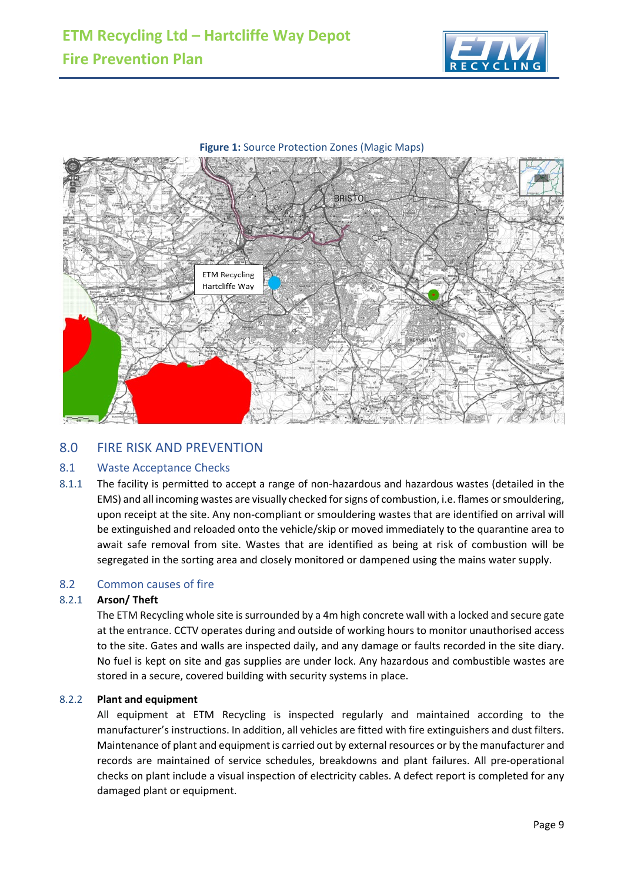**Figure 1:** Source Protection Zones (Magic Maps)

## 8.0 FIRE RISK AND PREVENTION

### 8.1 Waste Acceptance Checks

8.1.1 The facility is permitted to accept a range of non-hazardous and hazardous wastes (detailed in the EMS) and all incoming wastes are visually checked for signs of combustion, i.e. flames or smouldering, upon receipt at the site. Any non-compliant or smouldering wastes that are identified on arrival will be extinguished and reloaded onto the vehicle/skip or moved immediately to the quarantine area to await safe removal from site. Wastes that are identified as being at risk of combustion will be segregated in the sorting area and closely monitored or dampened using the mains water supply.

### 8.2 Common causes of fire

8.2.1 **Arson/ Theft**

The ETM Recycling whole site is surrounded by a 4m high concrete wall with a locked and secure gate at the entrance. CCTV operates during and outside of working hours to monitor unauthorised access to the site. Gates and walls are inspected daily, and any damage or faults recorded in the site diary. No fuel is kept on site and gas supplies are under lock. Any hazardous and combustible wastes are stored in a secure, covered building with security systems in place.

8.2.2 **Plant and equipment**

All equipment at ETM Recycling is inspected regularly and maintained according to the manufacturer's instructions. In addition, all vehicles are fitted with fire extinguishers and dust filters. Maintenance of plant and equipment is carried out by external resources or by the manufacturer and records are maintained of service schedules, breakdowns and plant failures. All pre-operational checks on plant include a visual inspection of electricity cables. A defect report is completed for any damaged plant or equipment.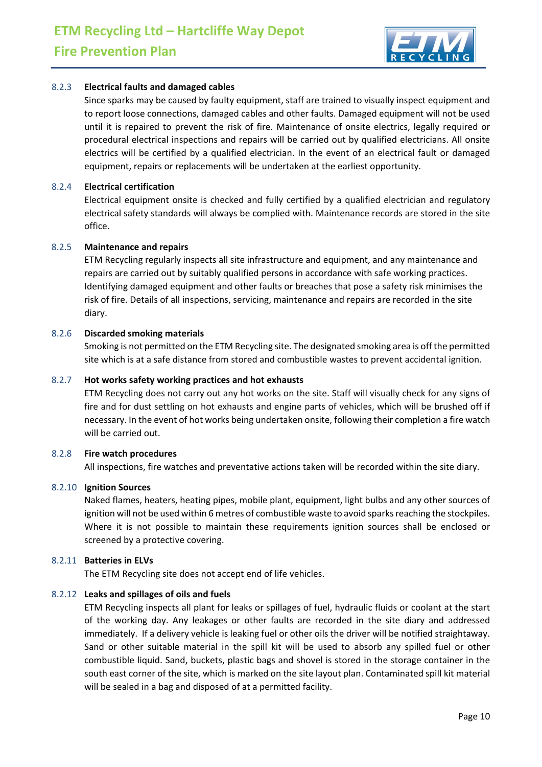### 8.2.3 Electrical faults and damaged cables

Since sparks may be caused by faulty equipment, staff are trained to visually inspect equipment and to report loose connections, damaged cables and other faults. Damaged equipment will not be used until it is repaired to prevent the risk of fire. Maintenance of onsite electrics, legally required or procedural electrical inspections and repairs will be carried out by qualified electricians. All onsite electrics will be certified by a qualified electrician. In the event of an electrical fault or damaged equipment, repairs or replacements will be undertaken at the earliest opportunity.

### 8.2.4 Electrical certification

Electrical equipment onsite is checked and fully certified by a qualified electrician and regulatory electrical safety standards will always be complied with. Maintenance records are stored in the site office.

### 8.2.5 Maintenance and repairs

ETM Recycling regularly inspects all site infrastructure and equipment, and any maintenance and repairs are carried out by suitably qualified persons in accordance with safe working practices. Identifying damaged equipment and other faults or breaches that pose a safety risk minimises the risk of fire. Details of all inspections, servicing, maintenance and repairs are recorded in the site diary.

### 8.2.6 Discarded smoking materials

Smoking is not permitted on the ETM Recycling site. The designated smoking area is off the permitted site which is at a safe distance from stored and combustible wastes to prevent accidental ignition.

### 8.2.7 Hot works safety working practices and hot exhausts

ETM Recycling does not carry out any hot works on the site. Staff will visually check for any signs of fire and for dust settling on hot exhausts and engine parts of vehicles, which will be brushed off if necessary. In the event of hot works being undertaken onsite, following their completion a fire watch will be carried out.

### 8.2.8 Fire watch procedures

All inspections, fire watches and preventative actions taken will be recorded within the site diary.

### 8.2.10 Ignition Sources

Naked flames, heaters, heating pipes, mobile plant, equipment, light bulbs and any other sources of ignition will not be used within 6 metres of combustible waste to avoid sparks reaching the stockpiles. Where it is not possible to maintain these requirements ignition sources shall be enclosed or screened by a protective covering.

### 8.2.11 Batteries in ELVs

The ETM Recycling site does not accept end of life vehicles.

### 8.2.12 Leaks and spillages of oils and fuels

ETM Recycling inspects all plant for leaks or spillages of fuel, hydraulic fluids or coolant at the start of the working day. Any leakages or other faults are recorded in the site diary and addressed immediately. If a delivery vehicle is leaking fuel or other oils the driver will be notified straightaway. Sand or other suitable material in the spill kit will be used to absorb any spilled fuel or other combustible liquid. Sand, buckets, plastic bags and shovel is stored in the storage container in the south east corner of the site, which is marked on the site layout plan. Contaminated spill kit material will be sealed in a bag and disposed of at a permitted facility.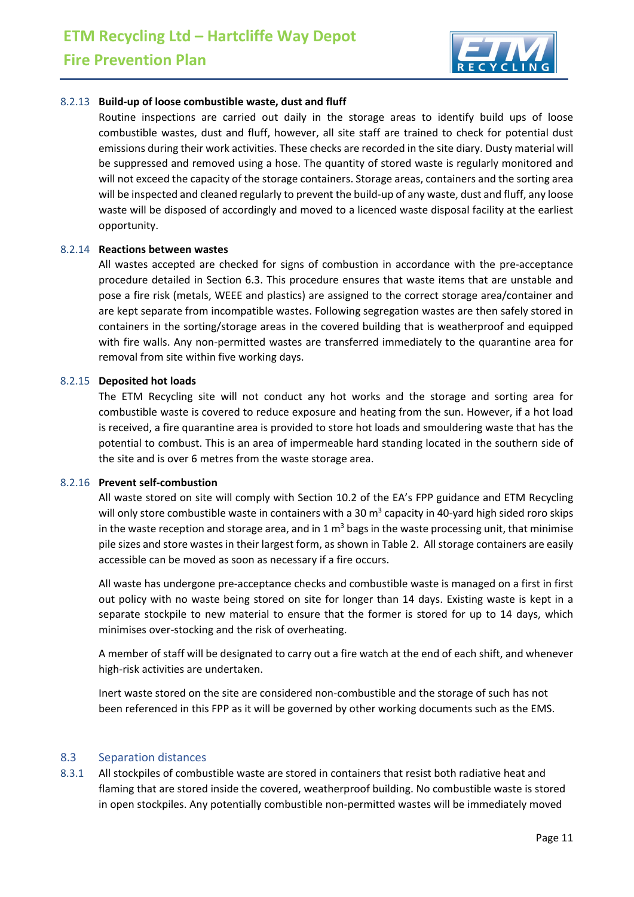#### 8.2.13 Build-up of loose combustible waste, dust and fluff

Routine inspections are carried out daily in the storage areas to identify build ups of loose combustible wastes, dust and fluff, however, all site staff are trained to check for potential dust emissions during their work activities. These checks are recorded in the site diary. Dusty material will be suppressed and removed using a hose. The quantity of stored waste is regularly monitored and will not exceed the capacity of the storage containers. Storage areas, containers and the sorting area will be inspected and cleaned regularly to prevent the build-up of any waste, dust and fluff, any loose waste will be disposed of accordingly and moved to a licenced waste disposal facility at the earliest opportunity.

#### 8.2.14 Reactions between wastes

All wastes accepted are checked for signs of combustion in accordance with the pre-acceptance procedure detailed in Section 6.3. This procedure ensures that waste items that are unstable and pose a fire risk (metals, WEEE and plastics) are assigned to the correct storage area/container and are kept separate from incompatible wastes. Following segregation wastes are then safely stored in containers in the sorting/storage areas in the covered building that is weatherproof and equipped with fire walls. Any non-permitted wastes are transferred immediately to the quarantine area for removal from site within five working days.

#### 8.2.15 Deposited hot loads

The ETM Recycling site will not conduct any hot works and the storage and sorting area for combustible waste is covered to reduce exposure and heating from the sun. However, if a hot load is received, a fire quarantine area is provided to store hot loads and smouldering waste that has the potential to combust. This is an area of impermeable hard standing located in the southern side of the site and is over 6 metres from the waste storage area.

#### 8.2.16 Prevent self-combustion

All waste stored on site will comply with Section 10.2 of the EA's FPP guidance and ETM Recycling will only store combustible waste in containers with a 30 $m^3$ capacity in 40-yard high sided roro skips in the waste reception and storage area, and in 1 $m^3$ bags in the waste processing unit, that minimise pile sizes and store wastes in their largest form, as shown in Table 2. All storage containers are easily accessible can be moved as soon as necessary if a fire occurs.

All waste has undergone pre-acceptance checks and combustible waste is managed on a first in first out policy with no waste being stored on site for longer than 14 days. Existing waste is kept in a separate stockpile to new material to ensure that the former is stored for up to 14 days, which minimises over-stocking and the risk of overheating.

A member of staff will be designated to carry out a fire watch at the end of each shift, and whenever high-risk activities are undertaken.

Inert waste stored on the site are considered non-combustible and the storage of such has not been referenced in this FPP as it will be governed by other working documents such as the EMS.

## 8.3 Separation distances

8.3.1 All stockpiles of combustible waste are stored in containers that resist both radiative heat and flaming that are stored inside the covered, weatherproof building. No combustible waste is stored in open stockpiles. Any potentially combustible non-permitted wastes will be immediately moved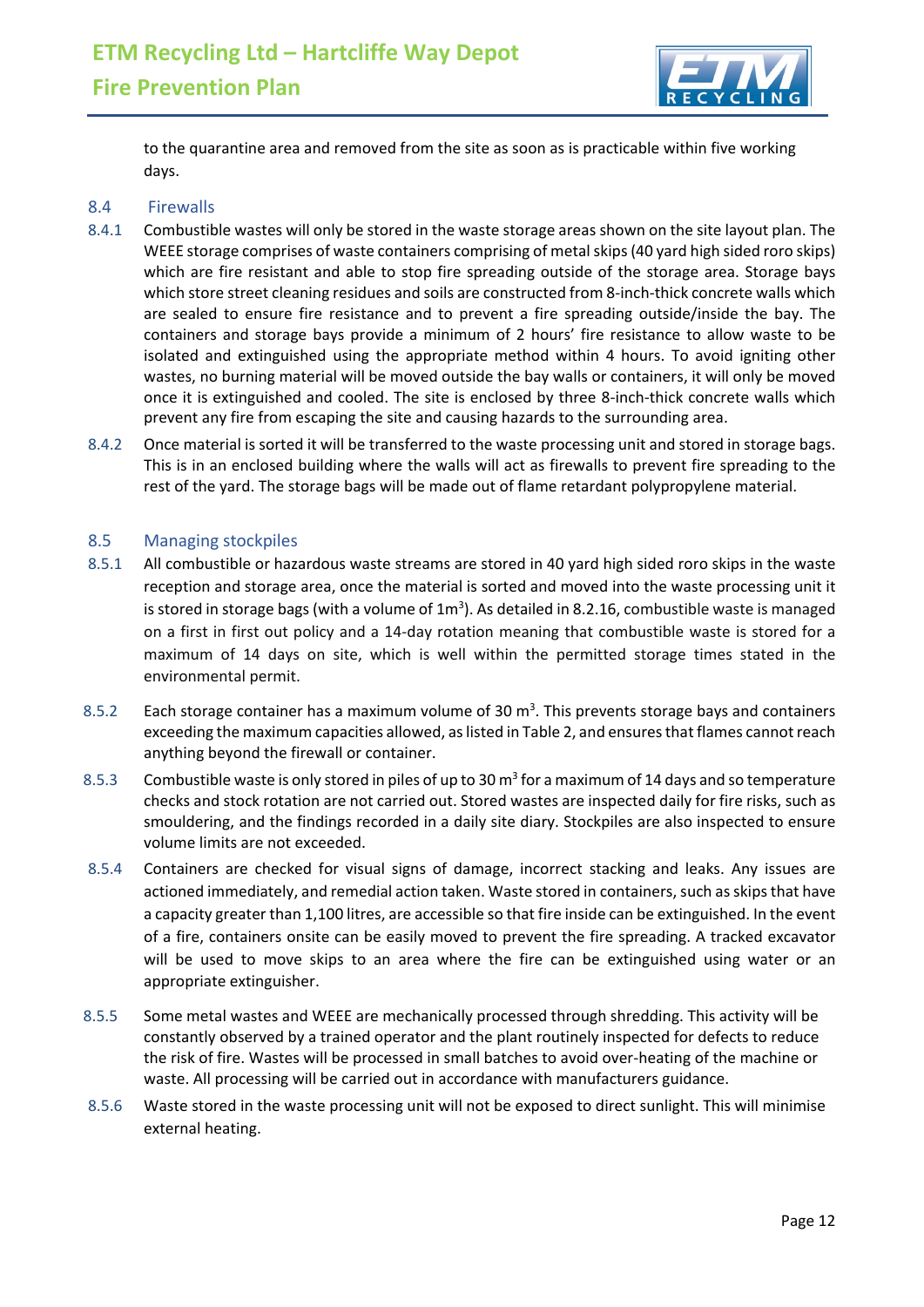to the quarantine area and removed from the site as soon as is practicable within five working days.

## 8.4 Firewalls

8.4.1 Combustible wastes will only be stored in the waste storage areas shown on the site layout plan. The WEEE storage comprises of waste containers comprising of metal skips (40 yard high sided roro skips) which are fire resistant and able to stop fire spreading outside of the storage area. Storage bays which store street cleaning residues and soils are constructed from 8-inch-thick concrete walls which are sealed to ensure fire resistance and to prevent a fire spreading outside/inside the bay. The containers and storage bays provide a minimum of 2 hours' fire resistance to allow waste to be isolated and extinguished using the appropriate method within 4 hours. To avoid igniting other wastes, no burning material will be moved outside the bay walls or containers, it will only be moved once it is extinguished and cooled. The site is enclosed by three 8-inch-thick concrete walls which prevent any fire from escaping the site and causing hazards to the surrounding area.

8.4.2 Once material is sorted it will be transferred to the waste processing unit and stored in storage bags. This is in an enclosed building where the walls will act as firewalls to prevent fire spreading to the rest of the yard. The storage bags will be made out of flame retardant polypropylene material.

## 8.5 Managing stockpiles

8.5.1 All combustible or hazardous waste streams are stored in 40 yard high sided roro skips in the waste reception and storage area, once the material is sorted and moved into the waste processing unit it is stored in storage bags (with a volume of 1m$^3$). As detailed in 8.2.16, combustible waste is managed on a first in first out policy and a 14-day rotation meaning that combustible waste is stored for a maximum of 14 days on site, which is well within the permitted storage times stated in the environmental permit.

8.5.2 Each storage container has a maximum volume of 30 m$^3$. This prevents storage bays and containers exceeding the maximum capacities allowed, as listed in Table 2, and ensures that flames cannot reach anything beyond the firewall or container.

8.5.3 Combustible waste is only stored in piles of up to 30 m$^3$ for a maximum of 14 days and so temperature checks and stock rotation are not carried out. Stored wastes are inspected daily for fire risks, such as smouldering, and the findings recorded in a daily site diary. Stockpiles are also inspected to ensure volume limits are not exceeded.

8.5.4 Containers are checked for visual signs of damage, incorrect stacking and leaks. Any issues are actioned immediately, and remedial action taken. Waste stored in containers, such as skips that have a capacity greater than 1,100 litres, are accessible so that fire inside can be extinguished. In the event of a fire, containers onsite can be easily moved to prevent the fire spreading. A tracked excavator will be used to move skips to an area where the fire can be extinguished using water or an appropriate extinguisher.

8.5.5 Some metal wastes and WEEE are mechanically processed through shredding. This activity will be constantly observed by a trained operator and the plant routinely inspected for defects to reduce the risk of fire. Wastes will be processed in small batches to avoid over-heating of the machine or waste. All processing will be carried out in accordance with manufacturers guidance.

8.5.6 Waste stored in the waste processing unit will not be exposed to direct sunlight. This will minimise external heating.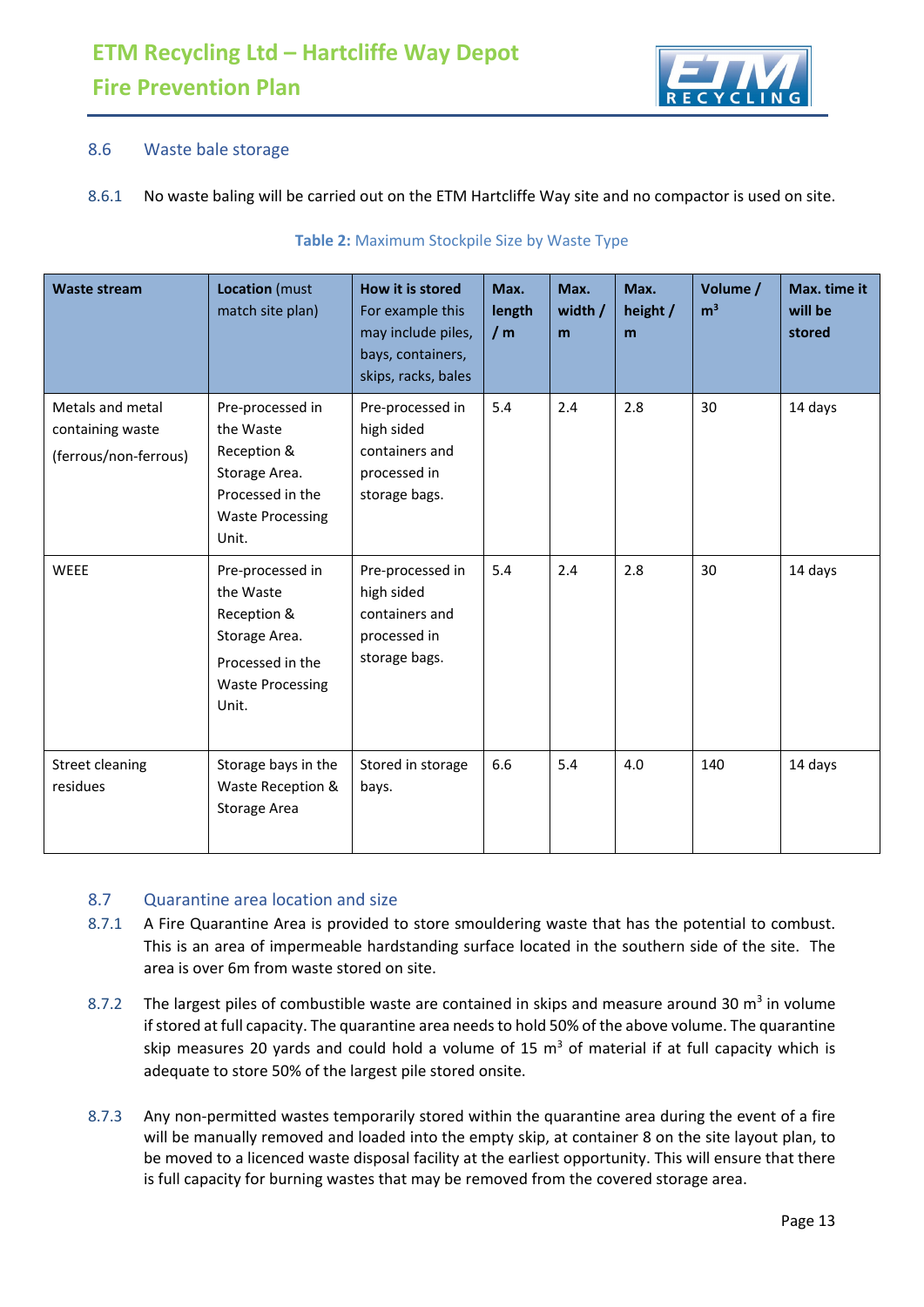## 8.6 Waste bale storage

8.6.1 No waste baling will be carried out on the ETM Hartcliffe Way site and no compactor is used on site.

**Table 2:** Maximum Stockpile Size by Waste Type

| Waste stream | Location (must match site plan) | How it is stored For example this may include piles, bays, containers, skips, racks, bales | Max. length / m | Max. width / m | Max. height / m | Volume / $m^3$ | Max. time it will be stored |
|---|---|---|---|---|---|---|---|
| Metals and metal containing waste (ferrous/non-ferrous) | Pre-processed in the Waste Reception & Storage Area. Processed in the Waste Processing Unit. | Pre-processed in high sided containers and processed in storage bags. | 5.4 | 2.4 | 2.8 | 30 | 14 days |
| WEEE | Pre-processed in the Waste Reception & Storage Area. Processed in the Waste Processing Unit. | Pre-processed in high sided containers and processed in storage bags. | 5.4 | 2.4 | 2.8 | 30 | 14 days |
| Street cleaning residues | Storage bays in the Waste Reception & Storage Area | Stored in storage bays. | 6.6 | 5.4 | 4.0 | 140 | 14 days |

## 8.7 Quarantine area location and size

8.7.1 A Fire Quarantine Area is provided to store smouldering waste that has the potential to combust. This is an area of impermeable hardstanding surface located in the southern side of the site. The area is over 6m from waste stored on site.

8.7.2 The largest piles of combustible waste are contained in skips and measure around 30 $m^3$ in volume if stored at full capacity. The quarantine area needs to hold 50% of the above volume. The quarantine skip measures 20 yards and could hold a volume of 15 $m^3$ of material if at full capacity which is adequate to store 50% of the largest pile stored onsite.

8.7.3 Any non-permitted wastes temporarily stored within the quarantine area during the event of a fire will be manually removed and loaded into the empty skip, at container 8 on the site layout plan, to be moved to a licenced waste disposal facility at the earliest opportunity. This will ensure that there is full capacity for burning wastes that may be removed from the covered storage area.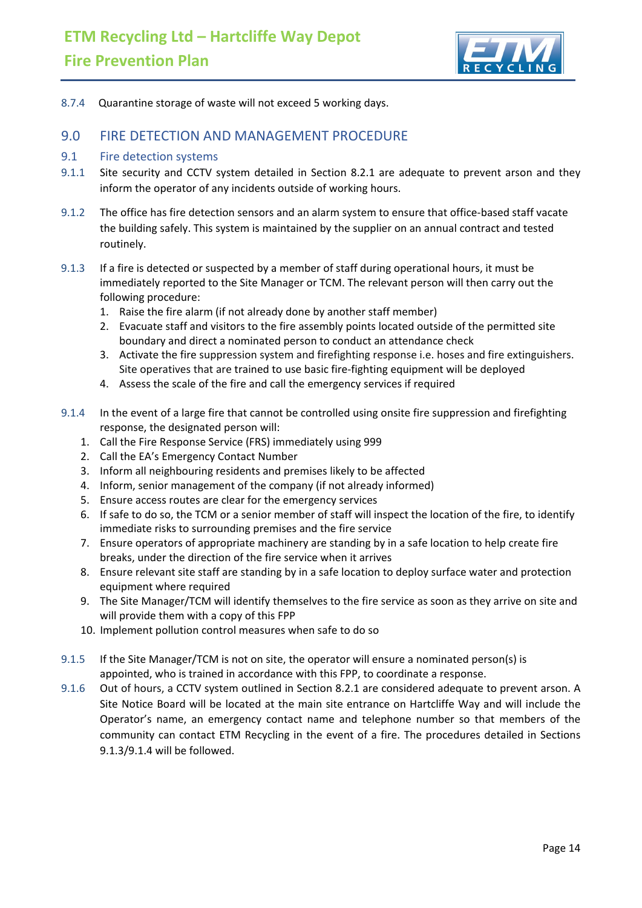8.7.4 Quarantine storage of waste will not exceed 5 working days.

## 9.0 FIRE DETECTION AND MANAGEMENT PROCEDURE

### 9.1 Fire detection systems

9.1.1 Site security and CCTV system detailed in Section 8.2.1 are adequate to prevent arson and they inform the operator of any incidents outside of working hours.

9.1.2 The office has fire detection sensors and an alarm system to ensure that office-based staff vacate the building safely. This system is maintained by the supplier on an annual contract and tested routinely.

9.1.3 If a fire is detected or suspected by a member of staff during operational hours, it must be immediately reported to the Site Manager or TCM. The relevant person will then carry out the following procedure:

1. Raise the fire alarm (if not already done by another staff member)
2. Evacuate staff and visitors to the fire assembly points located outside of the permitted site boundary and direct a nominated person to conduct an attendance check
3. Activate the fire suppression system and firefighting response i.e. hoses and fire extinguishers. Site operatives that are trained to use basic fire-fighting equipment will be deployed
4. Assess the scale of the fire and call the emergency services if required

9.1.4 In the event of a large fire that cannot be controlled using onsite fire suppression and firefighting response, the designated person will:

1. Call the Fire Response Service (FRS) immediately using 999
2. Call the EA's Emergency Contact Number
3. Inform all neighbouring residents and premises likely to be affected
4. Inform, senior management of the company (if not already informed)
5. Ensure access routes are clear for the emergency services
6. If safe to do so, the TCM or a senior member of staff will inspect the location of the fire, to identify immediate risks to surrounding premises and the fire service
7. Ensure operators of appropriate machinery are standing by in a safe location to help create fire breaks, under the direction of the fire service when it arrives
8. Ensure relevant site staff are standing by in a safe location to deploy surface water and protection equipment where required
9. The Site Manager/TCM will identify themselves to the fire service as soon as they arrive on site and will provide them with a copy of this FPP
10. Implement pollution control measures when safe to do so

9.1.5 If the Site Manager/TCM is not on site, the operator will ensure a nominated person(s) is appointed, who is trained in accordance with this FPP, to coordinate a response.

9.1.6 Out of hours, a CCTV system outlined in Section 8.2.1 are considered adequate to prevent arson. A Site Notice Board will be located at the main site entrance on Hartcliffe Way and will include the Operator's name, an emergency contact name and telephone number so that members of the community can contact ETM Recycling in the event of a fire. The procedures detailed in Sections 9.1.3/9.1.4 will be followed.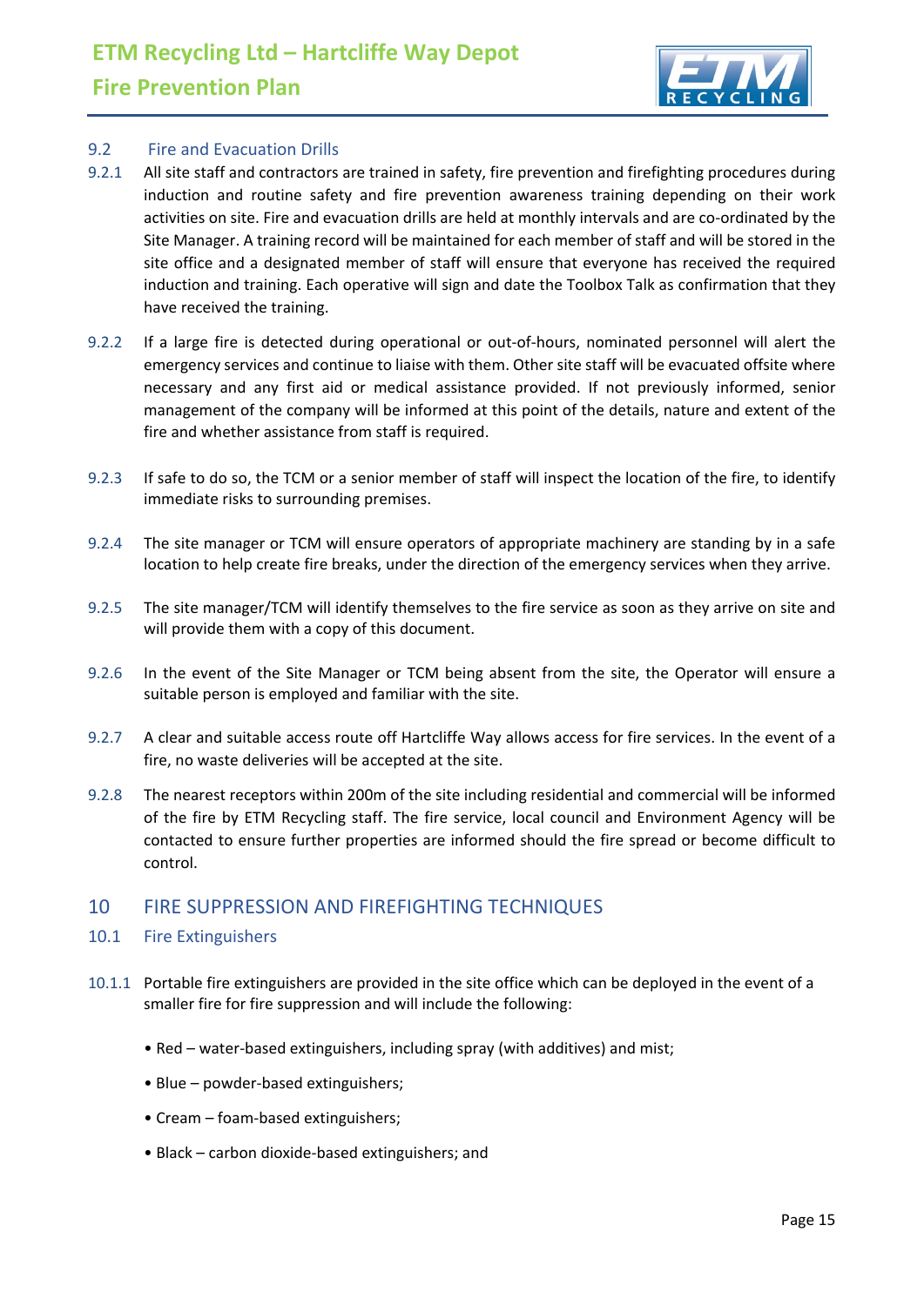### 9.2 Fire and Evacuation Drills

9.2.1 All site staff and contractors are trained in safety, fire prevention and firefighting procedures during induction and routine safety and fire prevention awareness training depending on their work activities on site. Fire and evacuation drills are held at monthly intervals and are co-ordinated by the Site Manager. A training record will be maintained for each member of staff and will be stored in the site office and a designated member of staff will ensure that everyone has received the required induction and training. Each operative will sign and date the Toolbox Talk as confirmation that they have received the training.

9.2.2 If a large fire is detected during operational or out-of-hours, nominated personnel will alert the emergency services and continue to liaise with them. Other site staff will be evacuated offsite where necessary and any first aid or medical assistance provided. If not previously informed, senior management of the company will be informed at this point of the details, nature and extent of the fire and whether assistance from staff is required.

9.2.3 If safe to do so, the TCM or a senior member of staff will inspect the location of the fire, to identify immediate risks to surrounding premises.

9.2.4 The site manager or TCM will ensure operators of appropriate machinery are standing by in a safe location to help create fire breaks, under the direction of the emergency services when they arrive.

9.2.5 The site manager/TCM will identify themselves to the fire service as soon as they arrive on site and will provide them with a copy of this document.

9.2.6 In the event of the Site Manager or TCM being absent from the site, the Operator will ensure a suitable person is employed and familiar with the site.

9.2.7 A clear and suitable access route off Hartcliffe Way allows access for fire services. In the event of a fire, no waste deliveries will be accepted at the site.

9.2.8 The nearest receptors within 200m of the site including residential and commercial will be informed of the fire by ETM Recycling staff. The fire service, local council and Environment Agency will be contacted to ensure further properties are informed should the fire spread or become difficult to control.

## 10 FIRE SUPPRESSION AND FIREFIGHTING TECHNIQUES

### 10.1 Fire Extinguishers

10.1.1 Portable fire extinguishers are provided in the site office which can be deployed in the event of a smaller fire for fire suppression and will include the following:

- Red – water-based extinguishers, including spray (with additives) and mist;
- Blue – powder-based extinguishers;
- Cream – foam-based extinguishers;
- Black – carbon dioxide-based extinguishers; and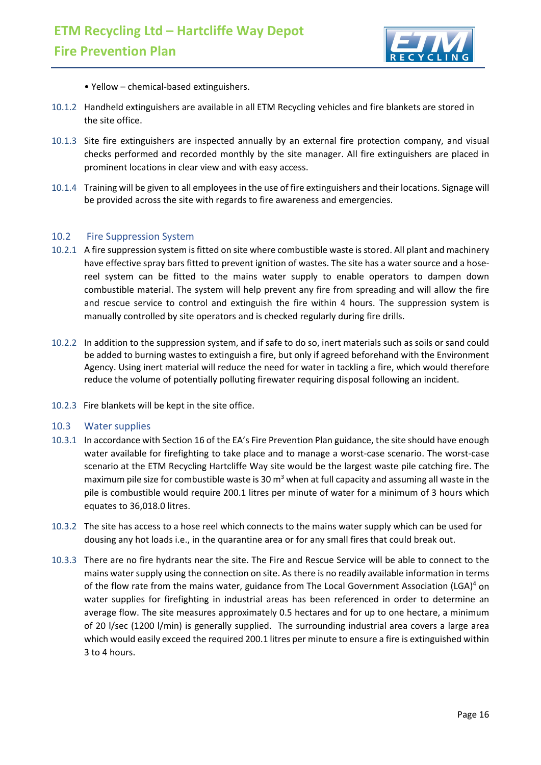- Yellow – chemical-based extinguishers.

10.1.2 Handheld extinguishers are available in all ETM Recycling vehicles and fire blankets are stored in the site office.

10.1.3 Site fire extinguishers are inspected annually by an external fire protection company, and visual checks performed and recorded monthly by the site manager. All fire extinguishers are placed in prominent locations in clear view and with easy access.

10.1.4 Training will be given to all employees in the use of fire extinguishers and their locations. Signage will be provided across the site with regards to fire awareness and emergencies.

### 10.2 Fire Suppression System

10.2.1 A fire suppression system is fitted on site where combustible waste is stored. All plant and machinery have effective spray bars fitted to prevent ignition of wastes. The site has a water source and a hose-reel system can be fitted to the mains water supply to enable operators to dampen down combustible material. The system will help prevent any fire from spreading and will allow the fire and rescue service to control and extinguish the fire within 4 hours. The suppression system is manually controlled by site operators and is checked regularly during fire drills.

10.2.2 In addition to the suppression system, and if safe to do so, inert materials such as soils or sand could be added to burning wastes to extinguish a fire, but only if agreed beforehand with the Environment Agency. Using inert material will reduce the need for water in tackling a fire, which would therefore reduce the volume of potentially polluting firewater requiring disposal following an incident.

10.2.3 Fire blankets will be kept in the site office.

### 10.3 Water supplies

10.3.1 In accordance with Section 16 of the EA's Fire Prevention Plan guidance, the site should have enough water available for firefighting to take place and to manage a worst-case scenario. The worst-case scenario at the ETM Recycling Hartcliffe Way site would be the largest waste pile catching fire. The maximum pile size for combustible waste is 30 $m^3$ when at full capacity and assuming all waste in the pile is combustible would require 200.1 litres per minute of water for a minimum of 3 hours which equates to 36,018.0 litres.

10.3.2 The site has access to a hose reel which connects to the mains water supply which can be used for dousing any hot loads i.e., in the quarantine area or for any small fires that could break out.

10.3.3 There are no fire hydrants near the site. The Fire and Rescue Service will be able to connect to the mains water supply using the connection on site. As there is no readily available information in terms of the flow rate from the mains water, guidance from The Local Government Association (LGA)[4] on water supplies for firefighting in industrial areas has been referenced in order to determine an average flow. The site measures approximately 0.5 hectares and for up to one hectare, a minimum of 20 l/sec (1200 l/min) is generally supplied. The surrounding industrial area covers a large area which would easily exceed the required 200.1 litres per minute to ensure a fire is extinguished within 3 to 4 hours.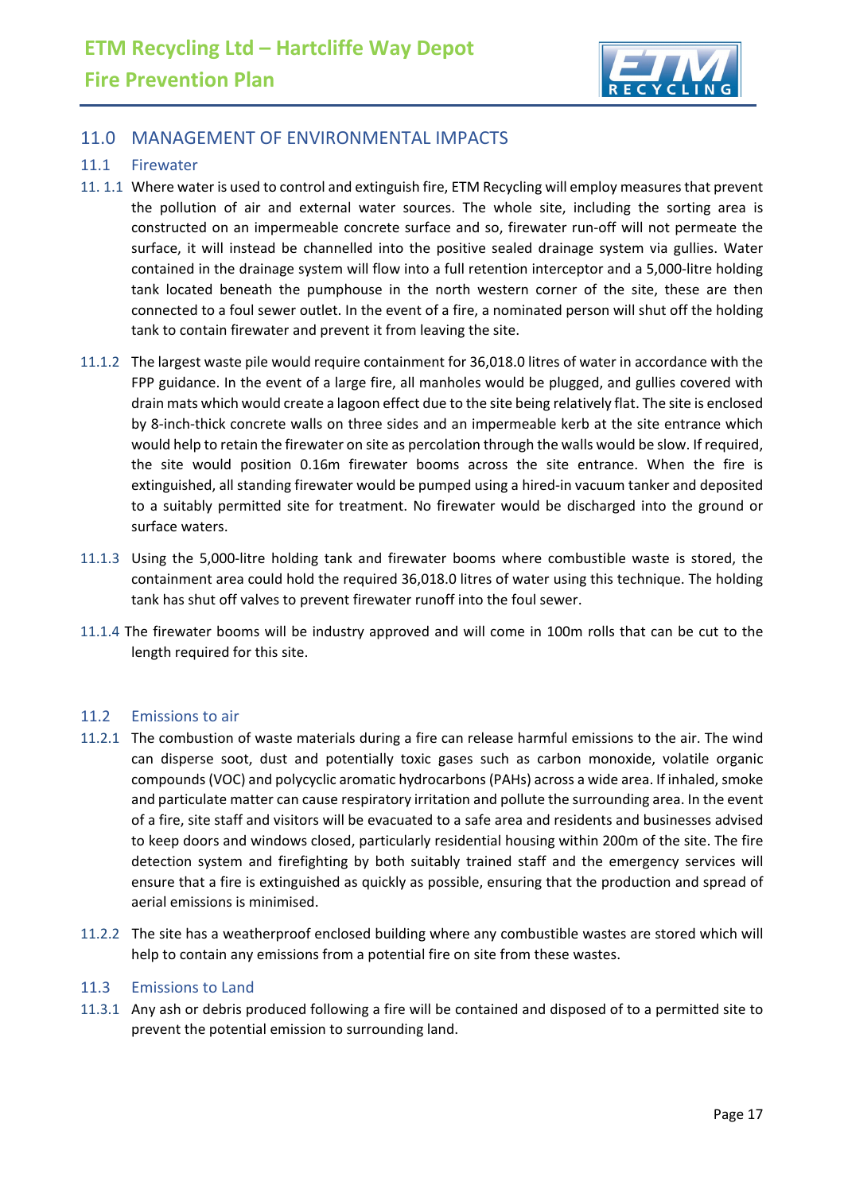## 11.0 MANAGEMENT OF ENVIRONMENTAL IMPACTS

### 11.1 Firewater

11. 1.1 Where water is used to control and extinguish fire, ETM Recycling will employ measures that prevent the pollution of air and external water sources. The whole site, including the sorting area is constructed on an impermeable concrete surface and so, firewater run-off will not permeate the surface, it will instead be channelled into the positive sealed drainage system via gullies. Water contained in the drainage system will flow into a full retention interceptor and a 5,000-litre holding tank located beneath the pumphouse in the north western corner of the site, these are then connected to a foul sewer outlet. In the event of a fire, a nominated person will shut off the holding tank to contain firewater and prevent it from leaving the site.

11.1.2 The largest waste pile would require containment for 36,018.0 litres of water in accordance with the FPP guidance. In the event of a large fire, all manholes would be plugged, and gullies covered with drain mats which would create a lagoon effect due to the site being relatively flat. The site is enclosed by 8-inch-thick concrete walls on three sides and an impermeable kerb at the site entrance which would help to retain the firewater on site as percolation through the walls would be slow. If required, the site would position 0.16m firewater booms across the site entrance. When the fire is extinguished, all standing firewater would be pumped using a hired-in vacuum tanker and deposited to a suitably permitted site for treatment. No firewater would be discharged into the ground or surface waters.

11.1.3 Using the 5,000-litre holding tank and firewater booms where combustible waste is stored, the containment area could hold the required 36,018.0 litres of water using this technique. The holding tank has shut off valves to prevent firewater runoff into the foul sewer.

11.1.4 The firewater booms will be industry approved and will come in 100m rolls that can be cut to the length required for this site.

### 11.2 Emissions to air

11.2.1 The combustion of waste materials during a fire can release harmful emissions to the air. The wind can disperse soot, dust and potentially toxic gases such as carbon monoxide, volatile organic compounds (VOC) and polycyclic aromatic hydrocarbons (PAHs) across a wide area. If inhaled, smoke and particulate matter can cause respiratory irritation and pollute the surrounding area. In the event of a fire, site staff and visitors will be evacuated to a safe area and residents and businesses advised to keep doors and windows closed, particularly residential housing within 200m of the site. The fire detection system and firefighting by both suitably trained staff and the emergency services will ensure that a fire is extinguished as quickly as possible, ensuring that the production and spread of aerial emissions is minimised.

11.2.2 The site has a weatherproof enclosed building where any combustible wastes are stored which will help to contain any emissions from a potential fire on site from these wastes.

### 11.3 Emissions to Land

11.3.1 Any ash or debris produced following a fire will be contained and disposed of to a permitted site to prevent the potential emission to surrounding land.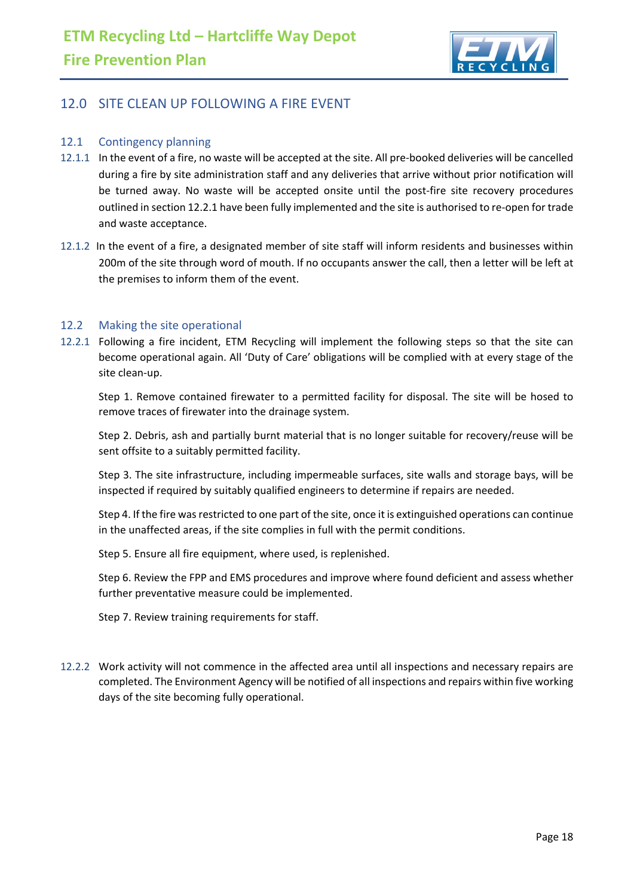## 12.0 SITE CLEAN UP FOLLOWING A FIRE EVENT

### 12.1 Contingency planning

12.1.1 In the event of a fire, no waste will be accepted at the site. All pre-booked deliveries will be cancelled during a fire by site administration staff and any deliveries that arrive without prior notification will be turned away. No waste will be accepted onsite until the post-fire site recovery procedures outlined in section 12.2.1 have been fully implemented and the site is authorised to re-open for trade and waste acceptance.

12.1.2 In the event of a fire, a designated member of site staff will inform residents and businesses within 200m of the site through word of mouth. If no occupants answer the call, then a letter will be left at the premises to inform them of the event.

### 12.2 Making the site operational

12.2.1 Following a fire incident, ETM Recycling will implement the following steps so that the site can become operational again. All 'Duty of Care' obligations will be complied with at every stage of the site clean-up.

Step 1. Remove contained firewater to a permitted facility for disposal. The site will be hosed to remove traces of firewater into the drainage system.

Step 2. Debris, ash and partially burnt material that is no longer suitable for recovery/reuse will be sent offsite to a suitably permitted facility.

Step 3. The site infrastructure, including impermeable surfaces, site walls and storage bays, will be inspected if required by suitably qualified engineers to determine if repairs are needed.

Step 4. If the fire was restricted to one part of the site, once it is extinguished operations can continue in the unaffected areas, if the site complies in full with the permit conditions.

Step 5. Ensure all fire equipment, where used, is replenished.

Step 6. Review the FPP and EMS procedures and improve where found deficient and assess whether further preventative measure could be implemented.

Step 7. Review training requirements for staff.

12.2.2 Work activity will not commence in the affected area until all inspections and necessary repairs are completed. The Environment Agency will be notified of all inspections and repairs within five working days of the site becoming fully operational.